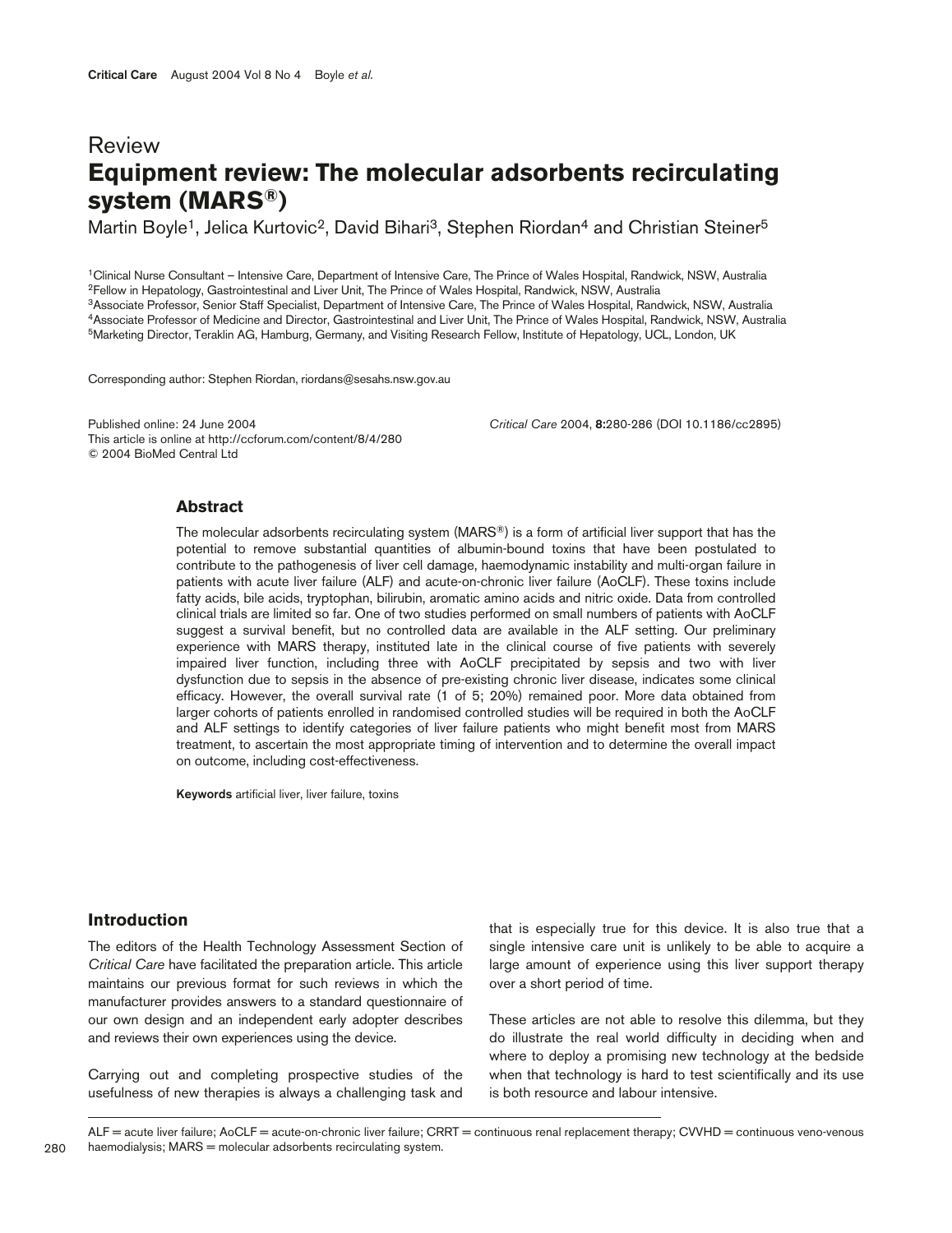Review

# Equipment review: The molecular adsorbents recirculating system (MARS®)

Martin Boyle[1], Jelica Kurtovic[2], David Bihari[3], Stephen Riordan[4] and Christian Steiner[5]

[1]Clinical Nurse Consultant – Intensive Care, Department of Intensive Care, The Prince of Wales Hospital, Randwick, NSW, Australia
[2]Fellow in Hepatology, Gastrointestinal and Liver Unit, The Prince of Wales Hospital, Randwick, NSW, Australia
[3]Associate Professor, Senior Staff Specialist, Department of Intensive Care, The Prince of Wales Hospital, Randwick, NSW, Australia
[4]Associate Professor of Medicine and Director, Gastrointestinal and Liver Unit, The Prince of Wales Hospital, Randwick, NSW, Australia
[5]Marketing Director, Teraklin AG, Hamburg, Germany, and Visiting Research Fellow, Institute of Hepatology, UCL, London, UK

Corresponding author: Stephen Riordan, riordans@sesahs.nsw.gov.au

Published online: 24 June 2004
This article is online at http://ccforum.com/content/8/4/280
© 2004 BioMed Central Ltd

*Critical Care* 2004, **8**:280-286 (DOI 10.1186/cc2895)

## Abstract

The molecular adsorbents recirculating system (MARS®) is a form of artificial liver support that has the potential to remove substantial quantities of albumin-bound toxins that have been postulated to contribute to the pathogenesis of liver cell damage, haemodynamic instability and multi-organ failure in patients with acute liver failure (ALF) and acute-on-chronic liver failure (AoCLF). These toxins include fatty acids, bile acids, tryptophan, bilirubin, aromatic amino acids and nitric oxide. Data from controlled clinical trials are limited so far. One of two studies performed on small numbers of patients with AoCLF suggest a survival benefit, but no controlled data are available in the ALF setting. Our preliminary experience with MARS therapy, instituted late in the clinical course of five patients with severely impaired liver function, including three with AoCLF precipitated by sepsis and two with liver dysfunction due to sepsis in the absence of pre-existing chronic liver disease, indicates some clinical efficacy. However, the overall survival rate (1 of 5; 20%) remained poor. More data obtained from larger cohorts of patients enrolled in randomised controlled studies will be required in both the AoCLF and ALF settings to identify categories of liver failure patients who might benefit most from MARS treatment, to ascertain the most appropriate timing of intervention and to determine the overall impact on outcome, including cost-effectiveness.

**Keywords** artificial liver, liver failure, toxins

## Introduction

The editors of the Health Technology Assessment Section of *Critical Care* have facilitated the preparation article. This article maintains our previous format for such reviews in which the manufacturer provides answers to a standard questionnaire of our own design and an independent early adopter describes and reviews their own experiences using the device.

Carrying out and completing prospective studies of the usefulness of new therapies is always a challenging task and that is especially true for this device. It is also true that a single intensive care unit is unlikely to be able to acquire a large amount of experience using this liver support therapy over a short period of time.

These articles are not able to resolve this dilemma, but they do illustrate the real world difficulty in deciding when and where to deploy a promising new technology at the bedside when that technology is hard to test scientifically and its use is both resource and labour intensive.

ALF = acute liver failure; AoCLF = acute-on-chronic liver failure; CRRT = continuous renal replacement therapy; CVVHD = continuous veno-venous haemodialysis; MARS = molecular adsorbents recirculating system.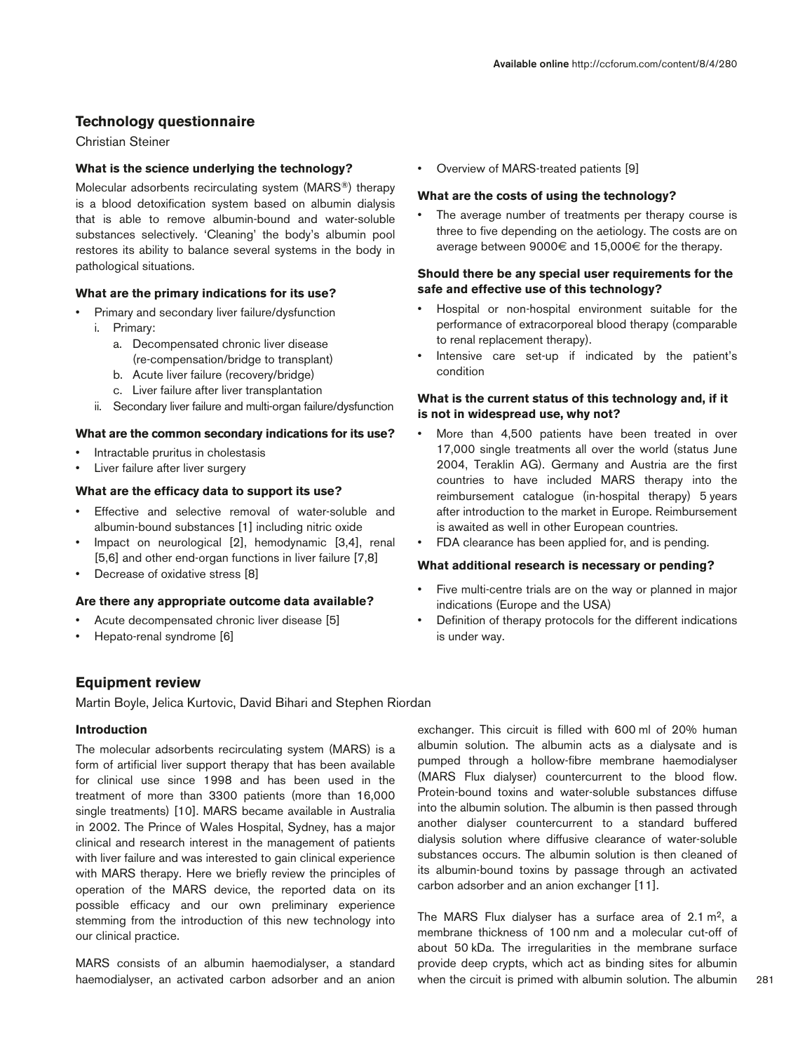## Technology questionnaire

Christian Steiner

### What is the science underlying the technology?

Molecular adsorbents recirculating system (MARS®) therapy is a blood detoxification system based on albumin dialysis that is able to remove albumin-bound and water-soluble substances selectively. 'Cleaning' the body's albumin pool restores its ability to balance several systems in the body in pathological situations.

### What are the primary indications for its use?

- Primary and secondary liver failure/dysfunction
  - i. Primary:
    - a. Decompensated chronic liver disease (re-compensation/bridge to transplant)
    - b. Acute liver failure (recovery/bridge)
    - c. Liver failure after liver transplantation
  - ii. Secondary liver failure and multi-organ failure/dysfunction

### What are the common secondary indications for its use?

- Intractable pruritus in cholestasis
- Liver failure after liver surgery

### What are the efficacy data to support its use?

- Effective and selective removal of water-soluble and albumin-bound substances [1] including nitric oxide
- Impact on neurological [2], hemodynamic [3,4], renal [5,6] and other end-organ functions in liver failure [7,8]
- Decrease of oxidative stress [8]

### Are there any appropriate outcome data available?

- Acute decompensated chronic liver disease [5]
- Hepato-renal syndrome [6]
- Overview of MARS-treated patients [9]

### What are the costs of using the technology?

- The average number of treatments per therapy course is three to five depending on the aetiology. The costs are on average between 9000€ and 15,000€ for the therapy.

### Should there be any special user requirements for the safe and effective use of this technology?

- Hospital or non-hospital environment suitable for the performance of extracorporeal blood therapy (comparable to renal replacement therapy).
- Intensive care set-up if indicated by the patient's condition

### What is the current status of this technology and, if it is not in widespread use, why not?

- More than 4,500 patients have been treated in over 17,000 single treatments all over the world (status June 2004, Teraklin AG). Germany and Austria are the first countries to have included MARS therapy into the reimbursement catalogue (in-hospital therapy) 5 years after introduction to the market in Europe. Reimbursement is awaited as well in other European countries.
- FDA clearance has been applied for, and is pending.

### What additional research is necessary or pending?

- Five multi-centre trials are on the way or planned in major indications (Europe and the USA)
- Definition of therapy protocols for the different indications is under way.

## Equipment review

Martin Boyle, Jelica Kurtovic, David Bihari and Stephen Riordan

### Introduction

The molecular adsorbents recirculating system (MARS) is a form of artificial liver support therapy that has been available for clinical use since 1998 and has been used in the treatment of more than 3300 patients (more than 16,000 single treatments) [10]. MARS became available in Australia in 2002. The Prince of Wales Hospital, Sydney, has a major clinical and research interest in the management of patients with liver failure and was interested to gain clinical experience with MARS therapy. Here we briefly review the principles of operation of the MARS device, the reported data on its possible efficacy and our own preliminary experience stemming from the introduction of this new technology into our clinical practice.

MARS consists of an albumin haemodialyser, a standard haemodialyser, an activated carbon adsorber and an anion exchanger. This circuit is filled with 600 ml of 20% human albumin solution. The albumin acts as a dialysate and is pumped through a hollow-fibre membrane haemodialyser (MARS Flux dialyser) countercurrent to the blood flow. Protein-bound toxins and water-soluble substances diffuse into the albumin solution. The albumin is then passed through another dialyser countercurrent to a standard buffered dialysis solution where diffusive clearance of water-soluble substances occurs. The albumin solution is then cleaned of its albumin-bound toxins by passage through an activated carbon adsorber and an anion exchanger [11].

The MARS Flux dialyser has a surface area of 2.1 $m^2$, a membrane thickness of 100 nm and a molecular cut-off of about 50 kDa. The irregularities in the membrane surface provide deep crypts, which act as binding sites for albumin when the circuit is primed with albumin solution. The albumin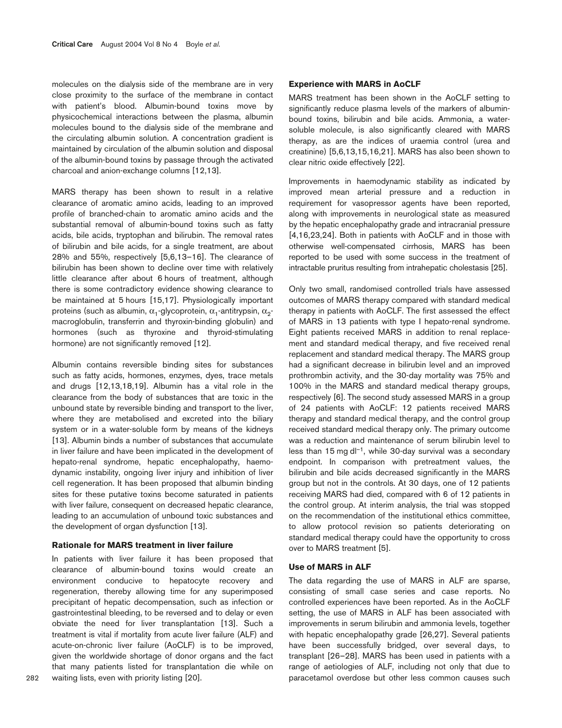molecules on the dialysis side of the membrane are in very close proximity to the surface of the membrane in contact with patient's blood. Albumin-bound toxins move by physicochemical interactions between the plasma, albumin molecules bound to the dialysis side of the membrane and the circulating albumin solution. A concentration gradient is maintained by circulation of the albumin solution and disposal of the albumin-bound toxins by passage through the activated charcoal and anion-exchange columns [12,13].

MARS therapy has been shown to result in a relative clearance of aromatic amino acids, leading to an improved profile of branched-chain to aromatic amino acids and the substantial removal of albumin-bound toxins such as fatty acids, bile acids, tryptophan and bilirubin. The removal rates of bilirubin and bile acids, for a single treatment, are about 28% and 55%, respectively [5,6,13–16]. The clearance of bilirubin has been shown to decline over time with relatively little clearance after about 6 hours of treatment, although there is some contradictory evidence showing clearance to be maintained at 5 hours [15,17]. Physiologically important proteins (such as albumin, $\alpha_1$-glycoprotein, $\alpha_1$-antitrypsin, $\alpha_2$-macroglobulin, transferrin and thyroxin-binding globulin) and hormones (such as thyroxine and thyroid-stimulating hormone) are not significantly removed [12].

Albumin contains reversible binding sites for substances such as fatty acids, hormones, enzymes, dyes, trace metals and drugs [12,13,18,19]. Albumin has a vital role in the clearance from the body of substances that are toxic in the unbound state by reversible binding and transport to the liver, where they are metabolised and excreted into the biliary system or in a water-soluble form by means of the kidneys [13]. Albumin binds a number of substances that accumulate in liver failure and have been implicated in the development of hepato-renal syndrome, hepatic encephalopathy, haemodynamic instability, ongoing liver injury and inhibition of liver cell regeneration. It has been proposed that albumin binding sites for these putative toxins become saturated in patients with liver failure, consequent on decreased hepatic clearance, leading to an accumulation of unbound toxic substances and the development of organ dysfunction [13].

## Rationale for MARS treatment in liver failure

In patients with liver failure it has been proposed that clearance of albumin-bound toxins would create an environment conducive to hepatocyte recovery and regeneration, thereby allowing time for any superimposed precipitant of hepatic decompensation, such as infection or gastrointestinal bleeding, to be reversed and to delay or even obviate the need for liver transplantation [13]. Such a treatment is vital if mortality from acute liver failure (ALF) and acute-on-chronic liver failure (AoCLF) is to be improved, given the worldwide shortage of donor organs and the fact that many patients listed for transplantation die while on waiting lists, even with priority listing [20].

## Experience with MARS in AoCLF

MARS treatment has been shown in the AoCLF setting to significantly reduce plasma levels of the markers of albumin-bound toxins, bilirubin and bile acids. Ammonia, a water-soluble molecule, is also significantly cleared with MARS therapy, as are the indices of uraemia control (urea and creatinine) [5,6,13,15,16,21]. MARS has also been shown to clear nitric oxide effectively [22].

Improvements in haemodynamic stability as indicated by improved mean arterial pressure and a reduction in requirement for vasopressor agents have been reported, along with improvements in neurological state as measured by the hepatic encephalopathy grade and intracranial pressure [4,16,23,24]. Both in patients with AoCLF and in those with otherwise well-compensated cirrhosis, MARS has been reported to be used with some success in the treatment of intractable pruritus resulting from intrahepatic cholestasis [25].

Only two small, randomised controlled trials have assessed outcomes of MARS therapy compared with standard medical therapy in patients with AoCLF. The first assessed the effect of MARS in 13 patients with type I hepato-renal syndrome. Eight patients received MARS in addition to renal replacement and standard medical therapy, and five received renal replacement and standard medical therapy. The MARS group had a significant decrease in bilirubin level and an improved prothrombin activity, and the 30-day mortality was 75% and 100% in the MARS and standard medical therapy groups, respectively [6]. The second study assessed MARS in a group of 24 patients with AoCLF: 12 patients received MARS therapy and standard medical therapy, and the control group received standard medical therapy only. The primary outcome was a reduction and maintenance of serum bilirubin level to less than 15 mg $dl^{-1}$, while 30-day survival was a secondary endpoint. In comparison with pretreatment values, the bilirubin and bile acids decreased significantly in the MARS group but not in the controls. At 30 days, one of 12 patients receiving MARS had died, compared with 6 of 12 patients in the control group. At interim analysis, the trial was stopped on the recommendation of the institutional ethics committee, to allow protocol revision so patients deteriorating on standard medical therapy could have the opportunity to cross over to MARS treatment [5].

## Use of MARS in ALF

The data regarding the use of MARS in ALF are sparse, consisting of small case series and case reports. No controlled experiences have been reported. As in the AoCLF setting, the use of MARS in ALF has been associated with improvements in serum bilirubin and ammonia levels, together with hepatic encephalopathy grade [26,27]. Several patients have been successfully bridged, over several days, to transplant [26–28]. MARS has been used in patients with a range of aetiologies of ALF, including not only that due to paracetamol overdose but other less common causes such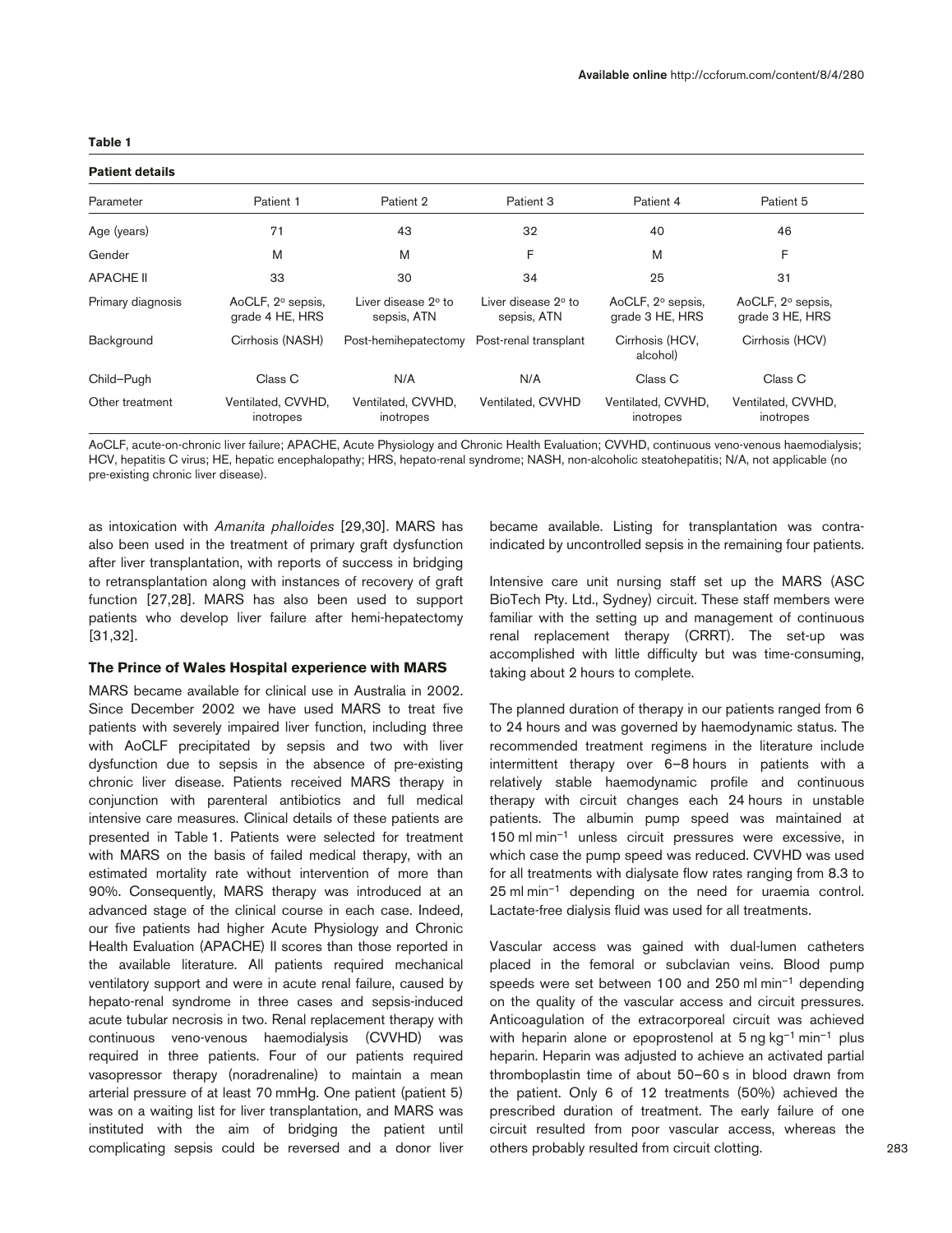**Table 1**

**Patient details**

| Parameter | Patient 1 | Patient 2 | Patient 3 | Patient 4 | Patient 5 |
|---|---|---|---|---|---|
| Age (years) | 71 | 43 | 32 | 40 | 46 |
| Gender | M | M | F | M | F |
| APACHE II | 33 | 30 | 34 | 25 | 31 |
| Primary diagnosis | AoCLF, 2° sepsis, grade 4 HE, HRS | Liver disease 2° to sepsis, ATN | Liver disease 2° to sepsis, ATN | AoCLF, 2° sepsis, grade 3 HE, HRS | AoCLF, 2° sepsis, grade 3 HE, HRS |
| Background | Cirrhosis (NASH) | Post-hemihepatectomy | Post-renal transplant | Cirrhosis (HCV, alcohol) | Cirrhosis (HCV) |
| Child–Pugh | Class C | N/A | N/A | Class C | Class C |
| Other treatment | Ventilated, CVVHD, inotropes | Ventilated, CVVHD, inotropes | Ventilated, CVVHD | Ventilated, CVVHD, inotropes | Ventilated, CVVHD, inotropes |

AoCLF, acute-on-chronic liver failure; APACHE, Acute Physiology and Chronic Health Evaluation; CVVHD, continuous veno-venous haemodialysis; HCV, hepatitis C virus; HE, hepatic encephalopathy; HRS, hepato-renal syndrome; NASH, non-alcoholic steatohepatitis; N/A, not applicable (no pre-existing chronic liver disease).

as intoxication with *Amanita phalloides* [29,30]. MARS has also been used in the treatment of primary graft dysfunction after liver transplantation, with reports of success in bridging to retransplantation along with instances of recovery of graft function [27,28]. MARS has also been used to support patients who develop liver failure after hemi-hepatectomy [31,32].

### The Prince of Wales Hospital experience with MARS

MARS became available for clinical use in Australia in 2002. Since December 2002 we have used MARS to treat five patients with severely impaired liver function, including three with AoCLF precipitated by sepsis and two with liver dysfunction due to sepsis in the absence of pre-existing chronic liver disease. Patients received MARS therapy in conjunction with parenteral antibiotics and full medical intensive care measures. Clinical details of these patients are presented in Table 1. Patients were selected for treatment with MARS on the basis of failed medical therapy, with an estimated mortality rate without intervention of more than 90%. Consequently, MARS therapy was introduced at an advanced stage of the clinical course in each case. Indeed, our five patients had higher Acute Physiology and Chronic Health Evaluation (APACHE) II scores than those reported in the available literature. All patients required mechanical ventilatory support and were in acute renal failure, caused by hepato-renal syndrome in three cases and sepsis-induced acute tubular necrosis in two. Renal replacement therapy with continuous veno-venous haemodialysis (CVVHD) was required in three patients. Four of our patients required vasopressor therapy (noradrenaline) to maintain a mean arterial pressure of at least 70 mmHg. One patient (patient 5) was on a waiting list for liver transplantation, and MARS was instituted with the aim of bridging the patient until complicating sepsis could be reversed and a donor liver became available. Listing for transplantation was contraindicated by uncontrolled sepsis in the remaining four patients.

Intensive care unit nursing staff set up the MARS (ASC BioTech Pty. Ltd., Sydney) circuit. These staff members were familiar with the setting up and management of continuous renal replacement therapy (CRRT). The set-up was accomplished with little difficulty but was time-consuming, taking about 2 hours to complete.

The planned duration of therapy in our patients ranged from 6 to 24 hours and was governed by haemodynamic status. The recommended treatment regimens in the literature include intermittent therapy over 6–8 hours in patients with a relatively stable haemodynamic profile and continuous therapy with circuit changes each 24 hours in unstable patients. The albumin pump speed was maintained at 150 ml $min^{-1}$ unless circuit pressures were excessive, in which case the pump speed was reduced. CVVHD was used for all treatments with dialysate flow rates ranging from 8.3 to 25 ml $min^{-1}$ depending on the need for uraemia control. Lactate-free dialysis fluid was used for all treatments.

Vascular access was gained with dual-lumen catheters placed in the femoral or subclavian veins. Blood pump speeds were set between 100 and 250 ml $min^{-1}$ depending on the quality of the vascular access and circuit pressures. Anticoagulation of the extracorporeal circuit was achieved with heparin alone or epoprostenol at 5 ng $kg^{-1}$ $min^{-1}$ plus heparin. Heparin was adjusted to achieve an activated partial thromboplastin time of about 50–60 s in blood drawn from the patient. Only 6 of 12 treatments (50%) achieved the prescribed duration of treatment. The early failure of one circuit resulted from poor vascular access, whereas the others probably resulted from circuit clotting.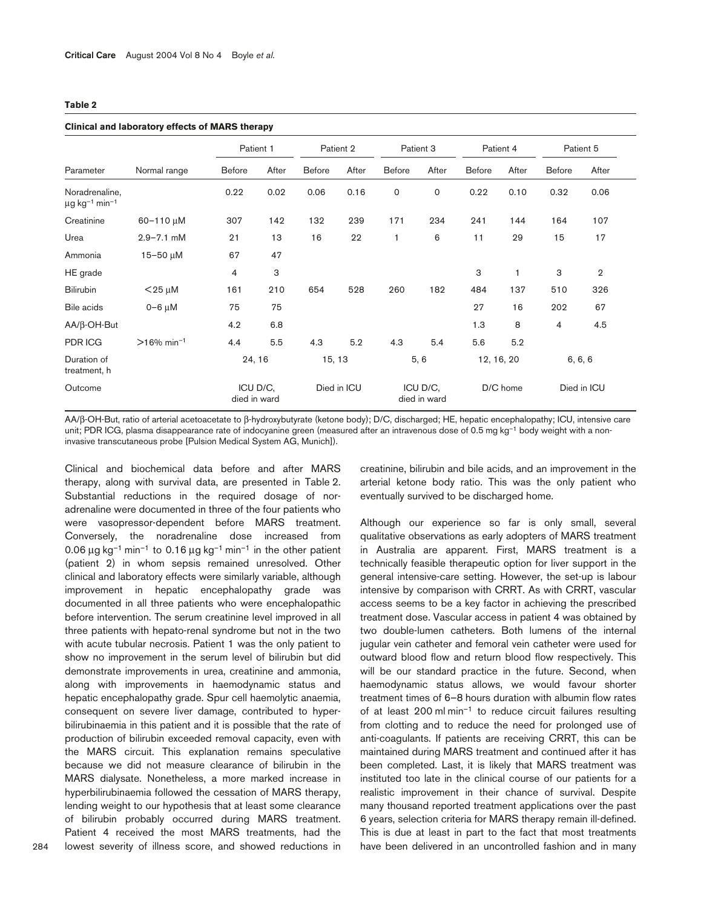**Table 2**

**Clinical and laboratory effects of MARS therapy**

| | | Patient 1 | | Patient 2 | | Patient 3 | | Patient 4 | | Patient 5 | |
|---|---|---|---|---|---|---|---|---|---|---|---|
| Parameter | Normal range | Before | After | Before | After | Before | After | Before | After | Before | After |
| Noradrenaline, $\mu g\ kg^{-1}\ min^{-1}$ | | 0.22 | 0.02 | 0.06 | 0.16 | 0 | 0 | 0.22 | 0.10 | 0.32 | 0.06 |
| Creatinine | 60–110 μM | 307 | 142 | 132 | 239 | 171 | 234 | 241 | 144 | 164 | 107 |
| Urea | 2.9–7.1 mM | 21 | 13 | 16 | 22 | 1 | 6 | 11 | 29 | 15 | 17 |
| Ammonia | 15–50 μM | 67 | 47 | | | | | | | | |
| HE grade | | 4 | 3 | | | | | 3 | 1 | 3 | 2 |
| Bilirubin | <25 μM | 161 | 210 | 654 | 528 | 260 | 182 | 484 | 137 | 510 | 326 |
| Bile acids | 0–6 μM | 75 | 75 | | | | | 27 | 16 | 202 | 67 |
| AA/β-OH-But | | 4.2 | 6.8 | | | | | 1.3 | 8 | 4 | 4.5 |
| PDR ICG | >16% $min^{-1}$ | 4.4 | 5.5 | 4.3 | 5.2 | 4.3 | 5.4 | 5.6 | 5.2 | | |
| Duration of treatment, h | | 24, 16 | | 15, 13 | | 5, 6 | | 12, 16, 20 | | 6, 6, 6 | |
| Outcome | | ICU D/C, died in ward | | Died in ICU | | ICU D/C, died in ward | | D/C home | | Died in ICU | |

AA/β-OH-But, ratio of arterial acetoacetate to β-hydroxybutyrate (ketone body); D/C, discharged; HE, hepatic encephalopathy; ICU, intensive care unit; PDR ICG, plasma disappearance rate of indocyanine green (measured after an intravenous dose of 0.5 mg $kg^{-1}$ body weight with a non-invasive transcutaneous probe [Pulsion Medical System AG, Munich]).

Clinical and biochemical data before and after MARS therapy, along with survival data, are presented in Table 2. Substantial reductions in the required dosage of noradrenaline were documented in three of the four patients who were vasopressor-dependent before MARS treatment. Conversely, the noradrenaline dose increased from 0.06 $\mu g\ kg^{-1}\ min^{-1}$ to 0.16 $\mu g\ kg^{-1}\ min^{-1}$ in the other patient (patient 2) in whom sepsis remained unresolved. Other clinical and laboratory effects were similarly variable, although improvement in hepatic encephalopathy grade was documented in all three patients who were encephalopathic before intervention. The serum creatinine level improved in all three patients with hepato-renal syndrome but not in the two with acute tubular necrosis. Patient 1 was the only patient to show no improvement in the serum level of bilirubin but did demonstrate improvements in urea, creatinine and ammonia, along with improvements in haemodynamic status and hepatic encephalopathy grade. Spur cell haemolytic anaemia, consequent on severe liver damage, contributed to hyperbilirubinaemia in this patient and it is possible that the rate of production of bilirubin exceeded removal capacity, even with the MARS circuit. This explanation remains speculative because we did not measure clearance of bilirubin in the MARS dialysate. Nonetheless, a more marked increase in hyperbilirubinaemia followed the cessation of MARS therapy, lending weight to our hypothesis that at least some clearance of bilirubin probably occurred during MARS treatment. Patient 4 received the most MARS treatments, had the lowest severity of illness score, and showed reductions in creatinine, bilirubin and bile acids, and an improvement in the arterial ketone body ratio. This was the only patient who eventually survived to be discharged home.

Although our experience so far is only small, several qualitative observations as early adopters of MARS treatment in Australia are apparent. First, MARS treatment is a technically feasible therapeutic option for liver support in the general intensive-care setting. However, the set-up is labour intensive by comparison with CRRT. As with CRRT, vascular access seems to be a key factor in achieving the prescribed treatment dose. Vascular access in patient 4 was obtained by two double-lumen catheters. Both lumens of the internal jugular vein catheter and femoral vein catheter were used for outward blood flow and return blood flow respectively. This will be our standard practice in the future. Second, when haemodynamic status allows, we would favour shorter treatment times of 6–8 hours duration with albumin flow rates of at least 200 ml $min^{-1}$ to reduce circuit failures resulting from clotting and to reduce the need for prolonged use of anti-coagulants. If patients are receiving CRRT, this can be maintained during MARS treatment and continued after it has been completed. Last, it is likely that MARS treatment was instituted too late in the clinical course of our patients for a realistic improvement in their chance of survival. Despite many thousand reported treatment applications over the past 6 years, selection criteria for MARS therapy remain ill-defined. This is due at least in part to the fact that most treatments have been delivered in an uncontrolled fashion and in many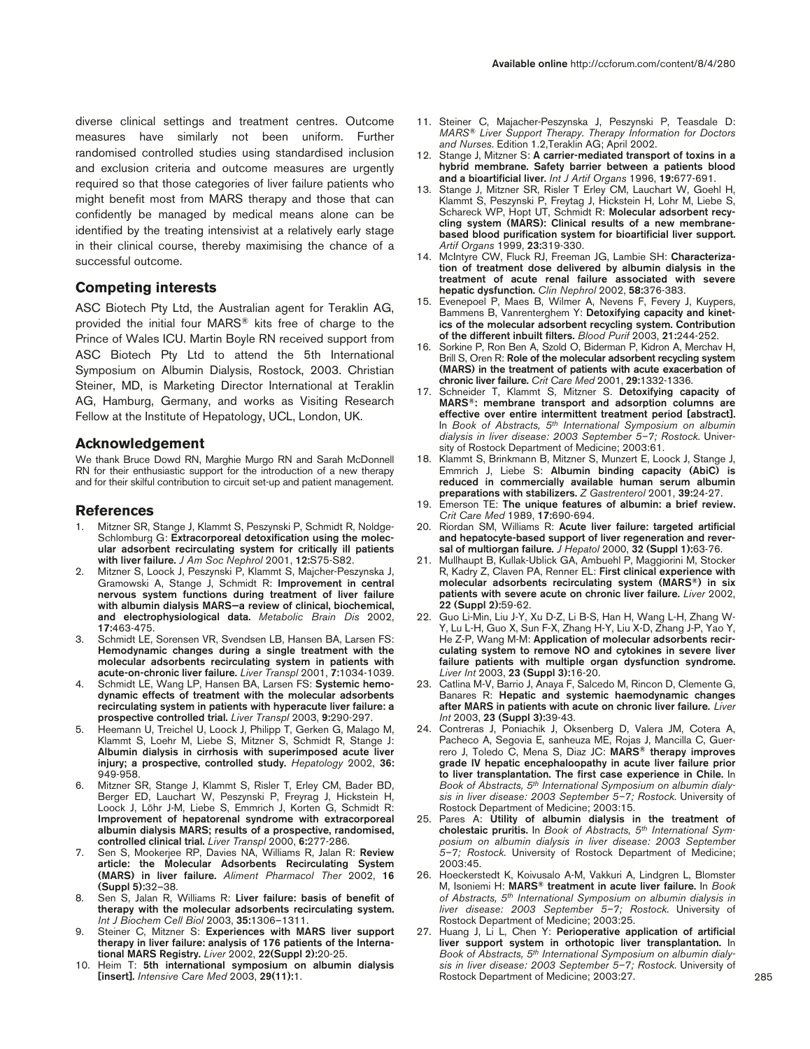diverse clinical settings and treatment centres. Outcome measures have similarly not been uniform. Further randomised controlled studies using standardised inclusion and exclusion criteria and outcome measures are urgently required so that those categories of liver failure patients who might benefit most from MARS therapy and those that can confidently be managed by medical means alone can be identified by the treating intensivist at a relatively early stage in their clinical course, thereby maximising the chance of a successful outcome.

## Competing interests

ASC Biotech Pty Ltd, the Australian agent for Teraklin AG, provided the initial four MARS® kits free of charge to the Prince of Wales ICU. Martin Boyle RN received support from ASC Biotech Pty Ltd to attend the 5th International Symposium on Albumin Dialysis, Rostock, 2003. Christian Steiner, MD, is Marketing Director International at Teraklin AG, Hamburg, Germany, and works as Visiting Research Fellow at the Institute of Hepatology, UCL, London, UK.

## Acknowledgement

We thank Bruce Dowd RN, Marghie Murgo RN and Sarah McDonnell RN for their enthusiastic support for the introduction of a new therapy and for their skilful contribution to circuit set-up and patient management.

## References

1. Mitzner SR, Stange J, Klammt S, Peszynski P, Schmidt R, Noldge-Schlomburg G: **Extracorporeal detoxification using the molecular adsorbent recirculating system for critically ill patients with liver failure.** *J Am Soc Nephrol* 2001, **12:**S75-S82.
2. Mitzner S, Loock J, Peszynski P, Klammt S, Majcher-Peszynska J, Gramowski A, Stange J, Schmidt R: **Improvement in central nervous system functions during treatment of liver failure with albumin dialysis MARS—a review of clinical, biochemical, and electrophysiological data.** *Metabolic Brain Dis* 2002, **17:**463-475.
3. Schmidt LE, Sorensen VR, Svendsen LB, Hansen BA, Larsen FS: **Hemodynamic changes during a single treatment with the molecular adsorbents recirculating system in patients with acute-on-chronic liver failure.** *Liver Transpl* 2001, **7:**1034-1039.
4. Schmidt LE, Wang LP, Hansen BA, Larsen FS: **Systemic hemodynamic effects of treatment with the molecular adsorbents recirculating system in patients with hyperacute liver failure: a prospective controlled trial.** *Liver Transpl* 2003, **9:**290-297.
5. Heemann U, Treichel U, Loock J, Philipp T, Gerken G, Malago M, Klammt S, Loehr M, Liebe S, Mitzner S, Schmidt R, Stange J: **Albumin dialysis in cirrhosis with superimposed acute liver injury; a prospective, controlled study.** *Hepatology* 2002, **36:** 949-958.
6. Mitzner SR, Stange J, Klammt S, Risler T, Erley CM, Bader BD, Berger ED, Lauchart W, Peszynski P, Freyrag J, Hickstein H, Loock J, Löhr J-M, Liebe S, Emmrich J, Korten G, Schmidt R: **Improvement of hepatorenal syndrome with extracorporeal albumin dialysis MARS; results of a prospective, randomised, controlled clinical trial.** *Liver Transpl* 2000, **6:**277-286.
7. Sen S, Mookerjee RP, Davies NA, Williams R, Jalan R: **Review article: the Molecular Adsorbents Recirculating System (MARS) in liver failure.** *Aliment Pharmacol Ther* 2002, **16 (Suppl 5):**32–38.
8. Sen S, Jalan R, Williams R: **Liver failure: basis of benefit of therapy with the molecular adsorbents recirculating system.** *Int J Biochem Cell Biol* 2003, **35:**1306–1311.
9. Steiner C, Mitzner S: **Experiences with MARS liver support therapy in liver failure: analysis of 176 patients of the International MARS Registry.** *Liver* 2002, **22(Suppl 2):**20-25.
10. Heim T: **5th international symposium on albumin dialysis [insert].** *Intensive Care Med* 2003, **29(11):**1.
11. Steiner C, Majacher-Peszynska J, Peszynski P, Teasdale D: *MARS® Liver Support Therapy. Therapy Information for Doctors and Nurses.* Edition 1.2,Teraklin AG; April 2002.
12. Stange J, Mitzner S: **A carrier-mediated transport of toxins in a hybrid membrane. Safety barrier between a patients blood and a bioartificial liver.** *Int J Artif Organs* 1996, **19:**677-691.
13. Stange J, Mitzner SR, Risler T Erley CM, Lauchart W, Goehl H, Klammt S, Peszynski P, Freytag J, Hickstein H, Lohr M, Liebe S, Schareck WP, Hopt UT, Schmidt R: **Molecular adsorbent recycling system (MARS): Clinical results of a new membrane-based blood purification system for bioartificial liver support.** *Artif Organs* 1999, **23:**319-330.
14. McIntyre CW, Fluck RJ, Freeman JG, Lambie SH: **Characterization of treatment dose delivered by albumin dialysis in the treatment of acute renal failure associated with severe hepatic dysfunction.** *Clin Nephrol* 2002, **58:**376-383.
15. Evenepoel P, Maes B, Wilmer A, Nevens F, Fevery J, Kuypers, Bammens B, Vanrenterghem Y: **Detoxifying capacity and kinetics of the molecular adsorbent recycling system. Contribution of the different inbuilt filters.** *Blood Purif* 2003, **21:**244-252.
16. Sorkine P, Ron Ben A, Szold O, Biderman P, Kidron A, Merchav H, Brill S, Oren R: **Role of the molecular adsorbent recycling system (MARS) in the treatment of patients with acute exacerbation of chronic liver failure.** *Crit Care Med* 2001, **29:**1332-1336.
17. Schneider T, Klammt S, Mitzner S. **Detoxifying capacity of MARS®: membrane transport and adsorption columns are effective over entire intermittent treatment period [abstract].** In *Book of Abstracts, 5th International Symposium on albumin dialysis in liver disease: 2003 September 5–7; Rostock.* University of Rostock Department of Medicine; 2003:61.
18. Klammt S, Brinkmann B, Mitzner S, Munzert E, Loock J, Stange J, Emmrich J, Liebe S: **Albumin binding capacity (AbiC) is reduced in commercially available human serum albumin preparations with stabilizers.** *Z Gastrenterol* 2001, **39:**24-27.
19. Emerson TE: **The unique features of albumin: a brief review.** *Crit Care Med* 1989, **17:**690-694.
20. Riordan SM, Williams R: **Acute liver failure: targeted artificial and hepatocyte-based support of liver regeneration and reversal of multiorgan failure.** *J Hepatol* 2000, **32 (Suppl 1):**63-76.
21. Mullhaupt B, Kullak-Ublick GA, Ambuehl P, Maggiorini M, Stocker R, Kadry Z, Claven PA, Renner EL: **First clinical experience with molecular adsorbents recirculating system (MARS®) in six patients with severe acute on chronic liver failure.** *Liver* 2002, **22 (Suppl 2):**59-62.
22. Guo Li-Min, Liu J-Y, Xu D-Z, Li B-S, Han H, Wang L-H, Zhang W-Y, Lu L-H, Guo X, Sun F-X, Zhang H-Y, Liu X-D, Zhang J-P, Yao Y, He Z-P, Wang M-M: **Application of molecular adsorbents recirculating system to remove NO and cytokines in severe liver failure patients with multiple organ dysfunction syndrome.** *Liver Int* 2003, **23 (Suppl 3):**16-20.
23. Catlina M-V, Barrio J, Anaya F, Salcedo M, Rincon D, Clemente G, Banares R: **Hepatic and systemic haemodynamic changes after MARS in patients with acute on chronic liver failure.** *Liver Int* 2003, **23 (Suppl 3):**39-43.
24. Contreras J, Poniachik J, Oksenberg D, Valera JM, Cotera A, Pacheco A, Segovia E, sanheuza ME, Rojas J, Mancilla C, Guerrero J, Toledo C, Mena S, Diaz JC: **MARS® therapy improves grade IV hepatic encephaloopathy in acute liver failure prior to liver transplantation. The first case experience in Chile.** In *Book of Abstracts, 5th International Symposium on albumin dialysis in liver disease: 2003 September 5–7; Rostock.* University of Rostock Department of Medicine; 2003:15.
25. Pares A: **Utility of albumin dialysis in the treatment of cholestatic pruritis.** In *Book of Abstracts, 5th International Symposium on albumin dialysis in liver disease: 2003 September 5–7; Rostock.* University of Rostock Department of Medicine; 2003:45.
26. Hoeckerstedt K, Koivusalo A-M, Vakkuri A, Lindgren L, Blomster M, Isoniemi H: **MARS® treatment in acute liver failure.** In *Book of Abstracts, 5th International Symposium on albumin dialysis in liver disease: 2003 September 5–7; Rostock.* University of Rostock Department of Medicine; 2003:25.
27. Huang J, Li L, Chen Y: **Perioperative application of artificial liver support system in orthotopic liver transplantation.** In *Book of Abstracts, 5th International Symposium on albumin dialysis in liver disease: 2003 September 5–7; Rostock.* University of Rostock Department of Medicine; 2003:27.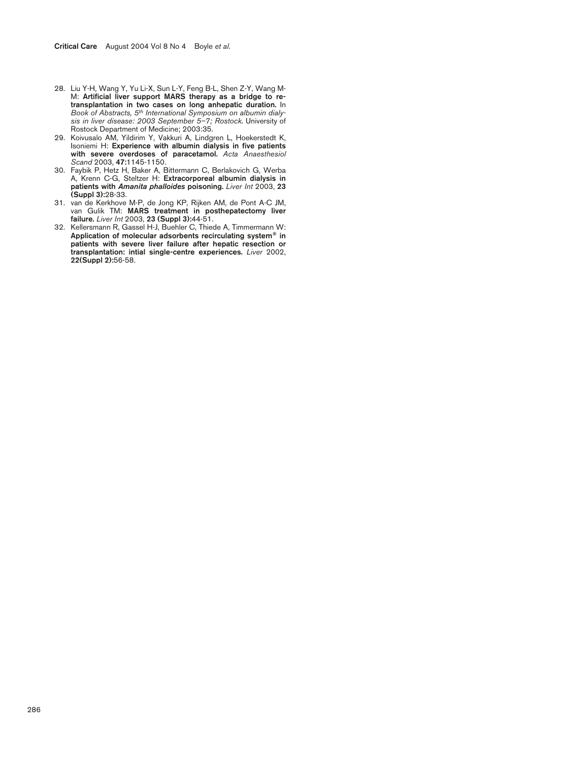28. Liu Y-H, Wang Y, Yu Li-X, Sun L-Y, Feng B-L, Shen Z-Y, Wang M-M: **Artificial liver support MARS therapy as a bridge to re-transplantation in two cases on long anhepatic duration.** In *Book of Abstracts, 5th International Symposium on albumin dialysis in liver disease: 2003 September 5–7; Rostock*. University of Rostock Department of Medicine; 2003:35.
29. Koivusalo AM, Yildirim Y, Vakkuri A, Lindgren L, Hoekerstedt K, Isoniemi H: **Experience with albumin dialysis in five patients with severe overdoses of paracetamol.** *Acta Anaesthesiol Scand* 2003, **47:**1145-1150.
30. Faybik P, Hetz H, Baker A, Bittermann C, Berlakovich G, Werba A, Krenn C-G, Steltzer H: **Extracorporeal albumin dialysis in patients with *Amanita phalloides* poisoning.** *Liver Int* 2003, **23 (Suppl 3):**28-33.
31. van de Kerkhove M-P, de Jong KP, Rijken AM, de Pont A-C JM, van Gulik TM: **MARS treatment in posthepatectomy liver failure.** *Liver Int* 2003, **23 (Suppl 3):**44-51.
32. Kellersmann R, Gassel H-J, Buehler C, Thiede A, Timmermann W: **Application of molecular adsorbents recirculating system® in patients with severe liver failure after hepatic resection or transplantation: intial single-centre experiences.** *Liver* 2002, **22(Suppl 2):**56-58.